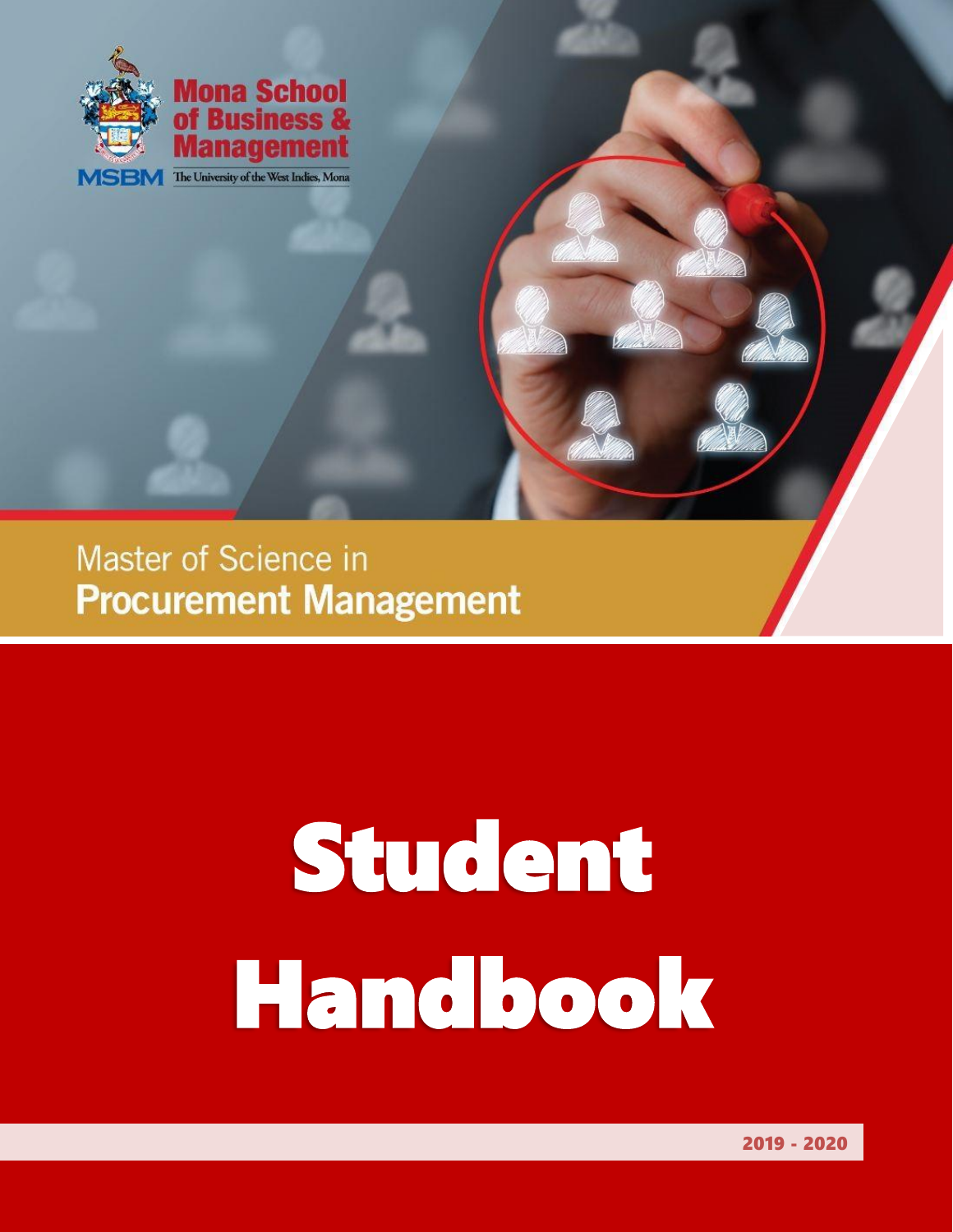Mona School of Business & Management

MSBM The University of the West Indies, Mona

Master of Science in
**Procurement Management**

# Student Handbook

2019 - 2020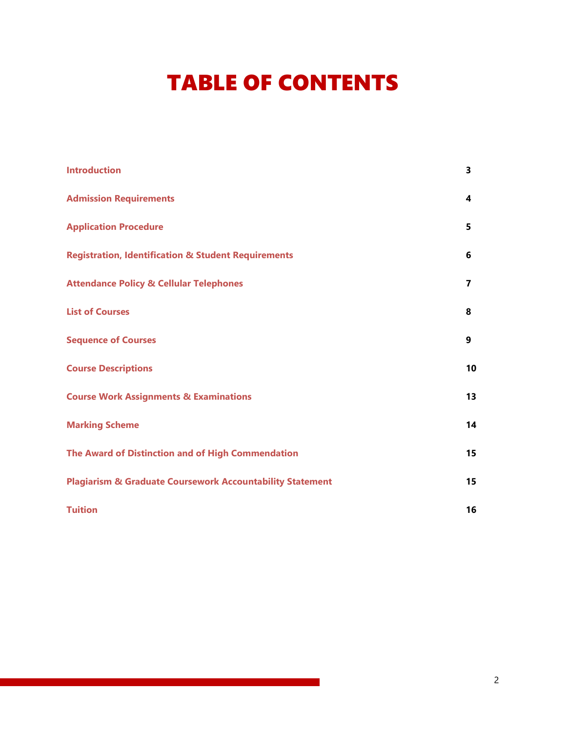# TABLE OF CONTENTS

| | |
|---|---|
| **Introduction** | **3** |
| **Admission Requirements** | **4** |
| **Application Procedure** | **5** |
| **Registration, Identification & Student Requirements** | **6** |
| **Attendance Policy & Cellular Telephones** | **7** |
| **List of Courses** | **8** |
| **Sequence of Courses** | **9** |
| **Course Descriptions** | **10** |
| **Course Work Assignments & Examinations** | **13** |
| **Marking Scheme** | **14** |
| **The Award of Distinction and of High Commendation** | **15** |
| **Plagiarism & Graduate Coursework Accountability Statement** | **15** |
| **Tuition** | **16** |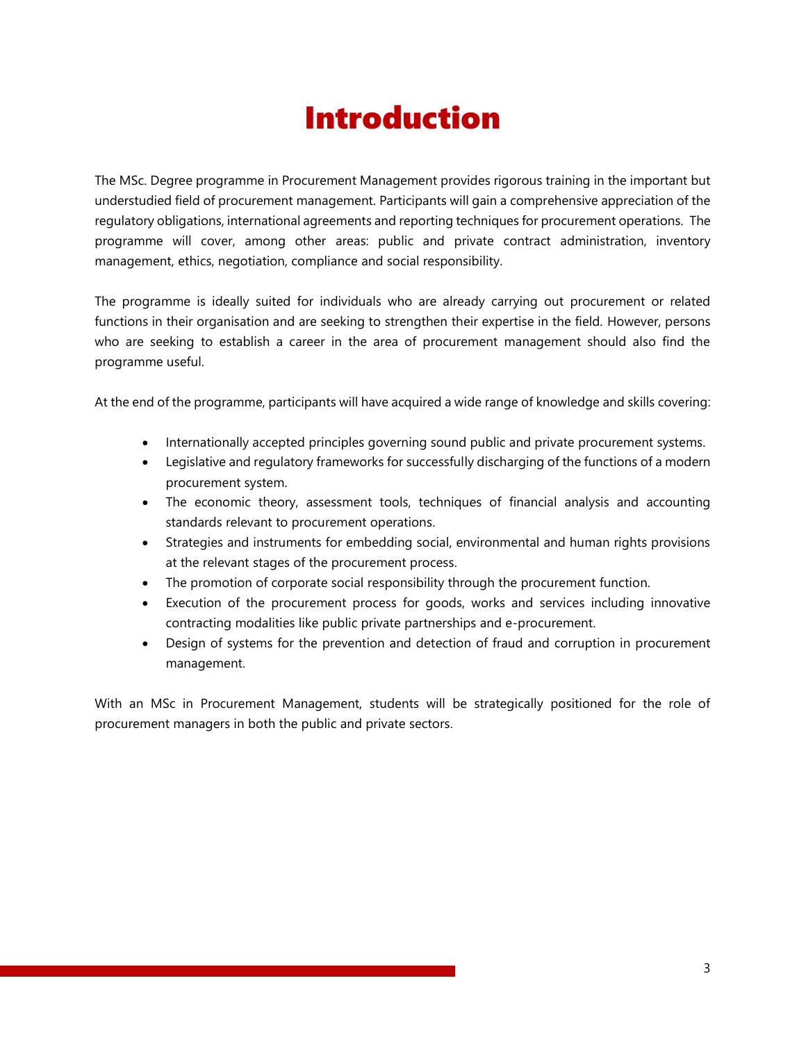# Introduction

The MSc. Degree programme in Procurement Management provides rigorous training in the important but understudied field of procurement management. Participants will gain a comprehensive appreciation of the regulatory obligations, international agreements and reporting techniques for procurement operations. The programme will cover, among other areas: public and private contract administration, inventory management, ethics, negotiation, compliance and social responsibility.

The programme is ideally suited for individuals who are already carrying out procurement or related functions in their organisation and are seeking to strengthen their expertise in the field. However, persons who are seeking to establish a career in the area of procurement management should also find the programme useful.

At the end of the programme, participants will have acquired a wide range of knowledge and skills covering:

- Internationally accepted principles governing sound public and private procurement systems.
- Legislative and regulatory frameworks for successfully discharging of the functions of a modern procurement system.
- The economic theory, assessment tools, techniques of financial analysis and accounting standards relevant to procurement operations.
- Strategies and instruments for embedding social, environmental and human rights provisions at the relevant stages of the procurement process.
- The promotion of corporate social responsibility through the procurement function.
- Execution of the procurement process for goods, works and services including innovative contracting modalities like public private partnerships and e-procurement.
- Design of systems for the prevention and detection of fraud and corruption in procurement management.

With an MSc in Procurement Management, students will be strategically positioned for the role of procurement managers in both the public and private sectors.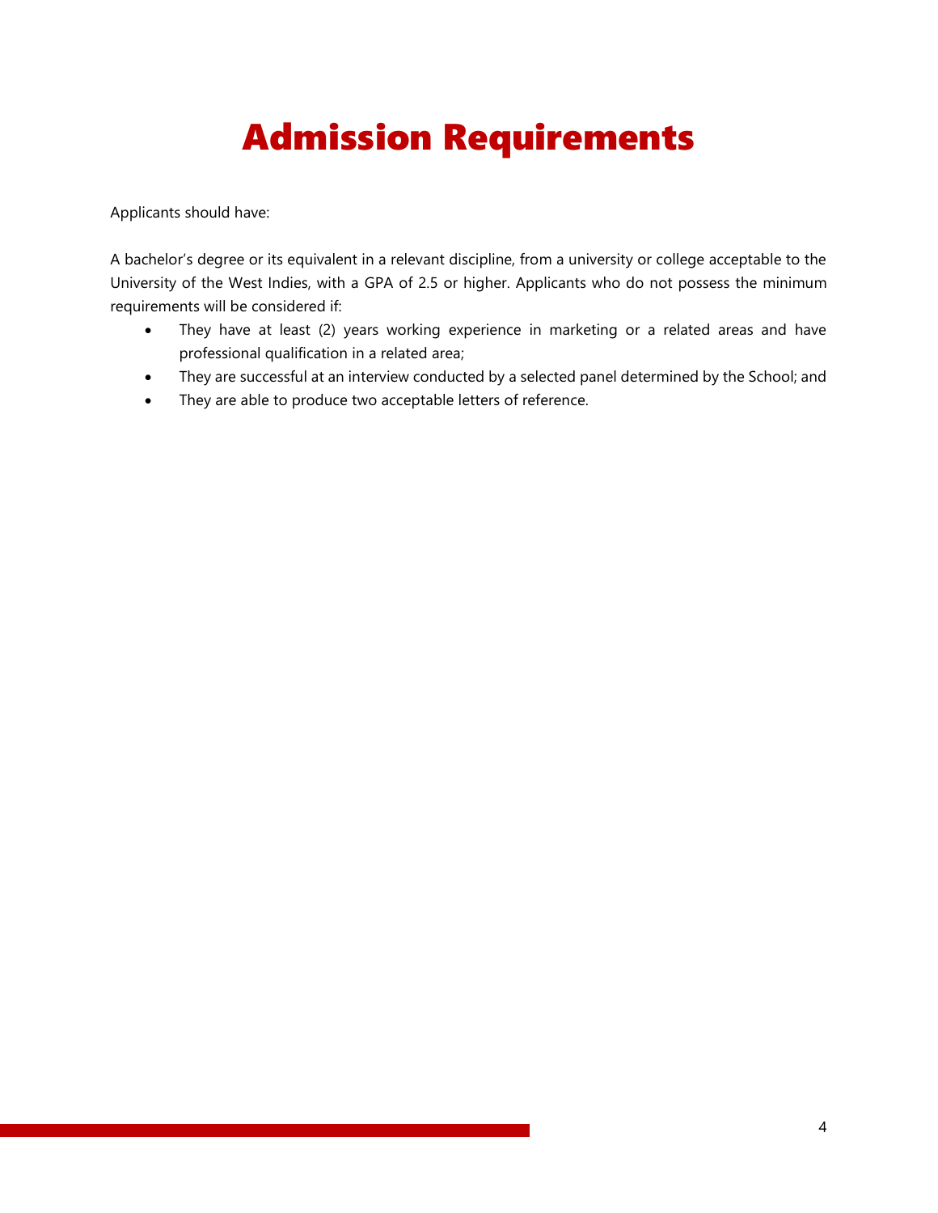# Admission Requirements

Applicants should have:

A bachelor's degree or its equivalent in a relevant discipline, from a university or college acceptable to the University of the West Indies, with a GPA of 2.5 or higher. Applicants who do not possess the minimum requirements will be considered if:

- They have at least (2) years working experience in marketing or a related areas and have professional qualification in a related area;
- They are successful at an interview conducted by a selected panel determined by the School; and
- They are able to produce two acceptable letters of reference.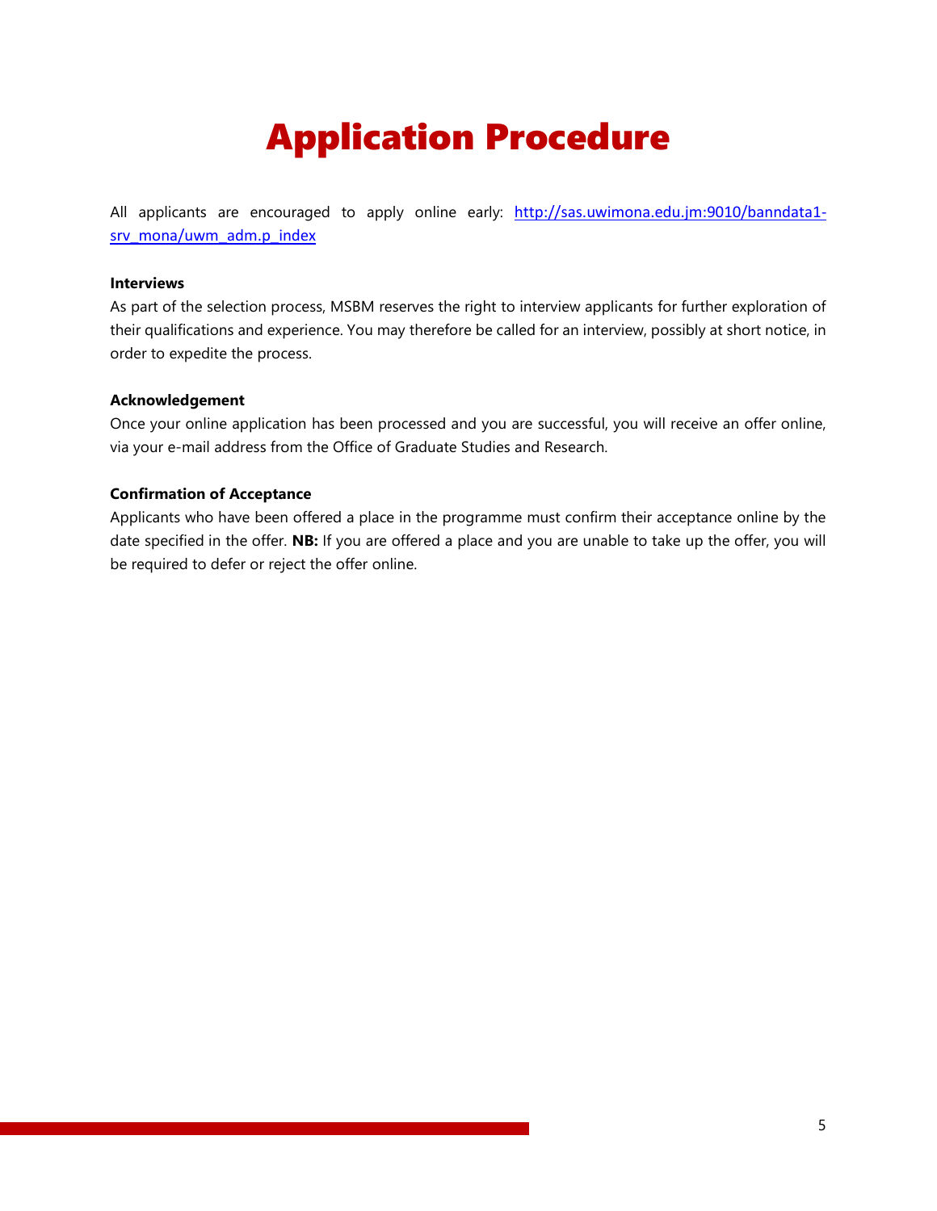# Application Procedure

All applicants are encouraged to apply online early: [http://sas.uwimona.edu.jm:9010/banndata1-srv_mona/uwm_adm.p_index](http://sas.uwimona.edu.jm:9010/banndata1-srv_mona/uwm_adm.p_index)

**Interviews**

As part of the selection process, MSBM reserves the right to interview applicants for further exploration of their qualifications and experience. You may therefore be called for an interview, possibly at short notice, in order to expedite the process.

**Acknowledgement**

Once your online application has been processed and you are successful, you will receive an offer online, via your e-mail address from the Office of Graduate Studies and Research.

**Confirmation of Acceptance**

Applicants who have been offered a place in the programme must confirm their acceptance online by the date specified in the offer. **NB:** If you are offered a place and you are unable to take up the offer, you will be required to defer or reject the offer online.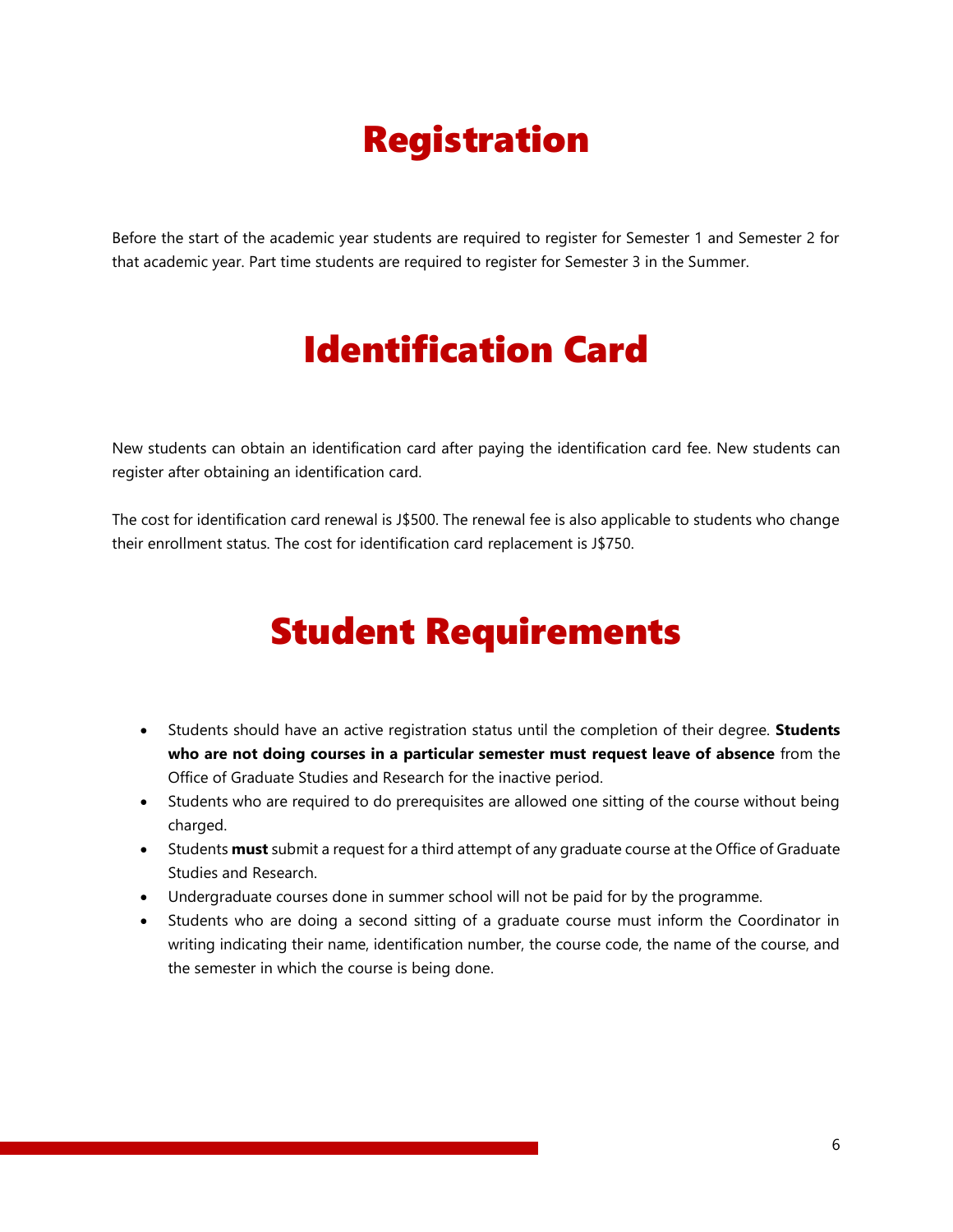# Registration

Before the start of the academic year students are required to register for Semester 1 and Semester 2 for that academic year. Part time students are required to register for Semester 3 in the Summer.

# Identification Card

New students can obtain an identification card after paying the identification card fee. New students can register after obtaining an identification card.

The cost for identification card renewal is J$500. The renewal fee is also applicable to students who change their enrollment status. The cost for identification card replacement is J$750.

# Student Requirements

- Students should have an active registration status until the completion of their degree. **Students who are not doing courses in a particular semester must request leave of absence** from the Office of Graduate Studies and Research for the inactive period.
- Students who are required to do prerequisites are allowed one sitting of the course without being charged.
- Students **must** submit a request for a third attempt of any graduate course at the Office of Graduate Studies and Research.
- Undergraduate courses done in summer school will not be paid for by the programme.
- Students who are doing a second sitting of a graduate course must inform the Coordinator in writing indicating their name, identification number, the course code, the name of the course, and the semester in which the course is being done.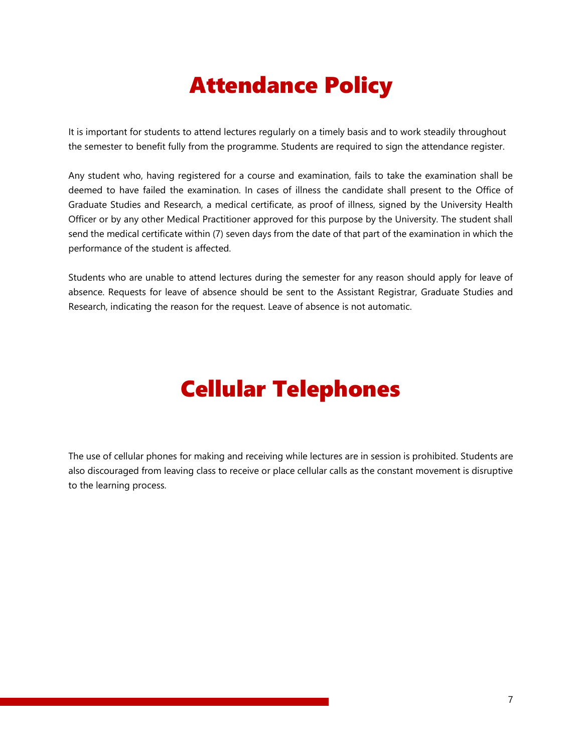# Attendance Policy

It is important for students to attend lectures regularly on a timely basis and to work steadily throughout the semester to benefit fully from the programme. Students are required to sign the attendance register.

Any student who, having registered for a course and examination, fails to take the examination shall be deemed to have failed the examination. In cases of illness the candidate shall present to the Office of Graduate Studies and Research, a medical certificate, as proof of illness, signed by the University Health Officer or by any other Medical Practitioner approved for this purpose by the University. The student shall send the medical certificate within (7) seven days from the date of that part of the examination in which the performance of the student is affected.

Students who are unable to attend lectures during the semester for any reason should apply for leave of absence. Requests for leave of absence should be sent to the Assistant Registrar, Graduate Studies and Research, indicating the reason for the request. Leave of absence is not automatic.

# Cellular Telephones

The use of cellular phones for making and receiving while lectures are in session is prohibited. Students are also discouraged from leaving class to receive or place cellular calls as the constant movement is disruptive to the learning process.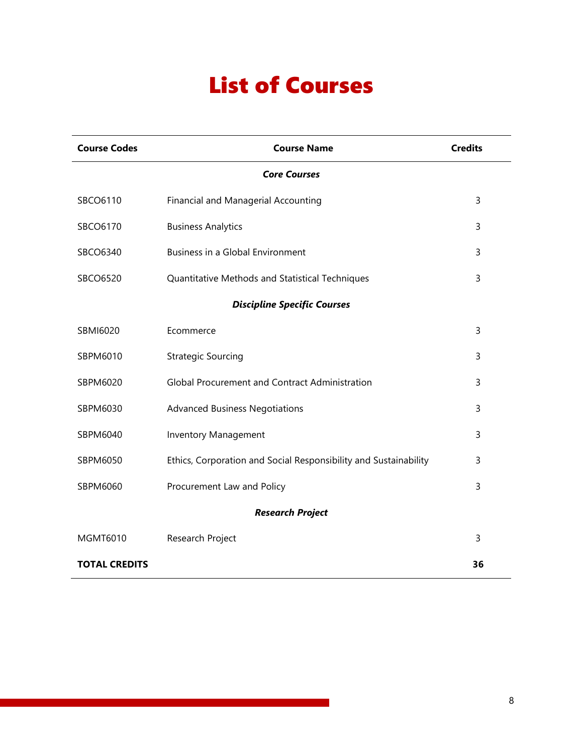# List of Courses

| Course Codes | Course Name | Credits |
|---|---|---|
| | ***Core Courses*** | |
| SBCO6110 | Financial and Managerial Accounting | 3 |
| SBCO6170 | Business Analytics | 3 |
| SBCO6340 | Business in a Global Environment | 3 |
| SBCO6520 | Quantitative Methods and Statistical Techniques | 3 |
| | ***Discipline Specific Courses*** | |
| SBMI6020 | Ecommerce | 3 |
| SBPM6010 | Strategic Sourcing | 3 |
| SBPM6020 | Global Procurement and Contract Administration | 3 |
| SBPM6030 | Advanced Business Negotiations | 3 |
| SBPM6040 | Inventory Management | 3 |
| SBPM6050 | Ethics, Corporation and Social Responsibility and Sustainability | 3 |
| SBPM6060 | Procurement Law and Policy | 3 |
| | ***Research Project*** | |
| MGMT6010 | Research Project | 3 |
| **TOTAL CREDITS** | | **36** |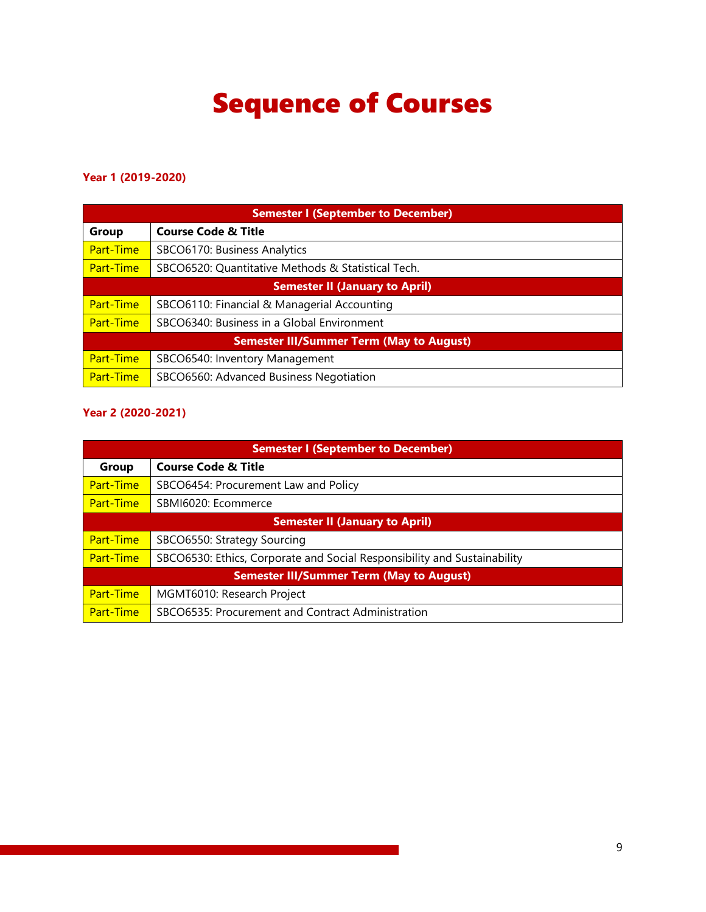# Sequence of Courses

**Year 1 (2019-2020)**

| Semester I (September to December) | |
|---|---|
| **Group** | **Course Code & Title** |
| Part-Time | SBCO6170: Business Analytics |
| Part-Time | SBCO6520: Quantitative Methods & Statistical Tech. |
| **Semester II (January to April)** | |
| Part-Time | SBCO6110: Financial & Managerial Accounting |
| Part-Time | SBCO6340: Business in a Global Environment |
| **Semester III/Summer Term (May to August)** | |
| Part-Time | SBCO6540: Inventory Management |
| Part-Time | SBCO6560: Advanced Business Negotiation |

**Year 2 (2020-2021)**

| Semester I (September to December) | |
|---|---|
| **Group** | **Course Code & Title** |
| Part-Time | SBCO6454: Procurement Law and Policy |
| Part-Time | SBMI6020: Ecommerce |
| **Semester II (January to April)** | |
| Part-Time | SBCO6550: Strategy Sourcing |
| Part-Time | SBCO6530: Ethics, Corporate and Social Responsibility and Sustainability |
| **Semester III/Summer Term (May to August)** | |
| Part-Time | MGMT6010: Research Project |
| Part-Time | SBCO6535: Procurement and Contract Administration |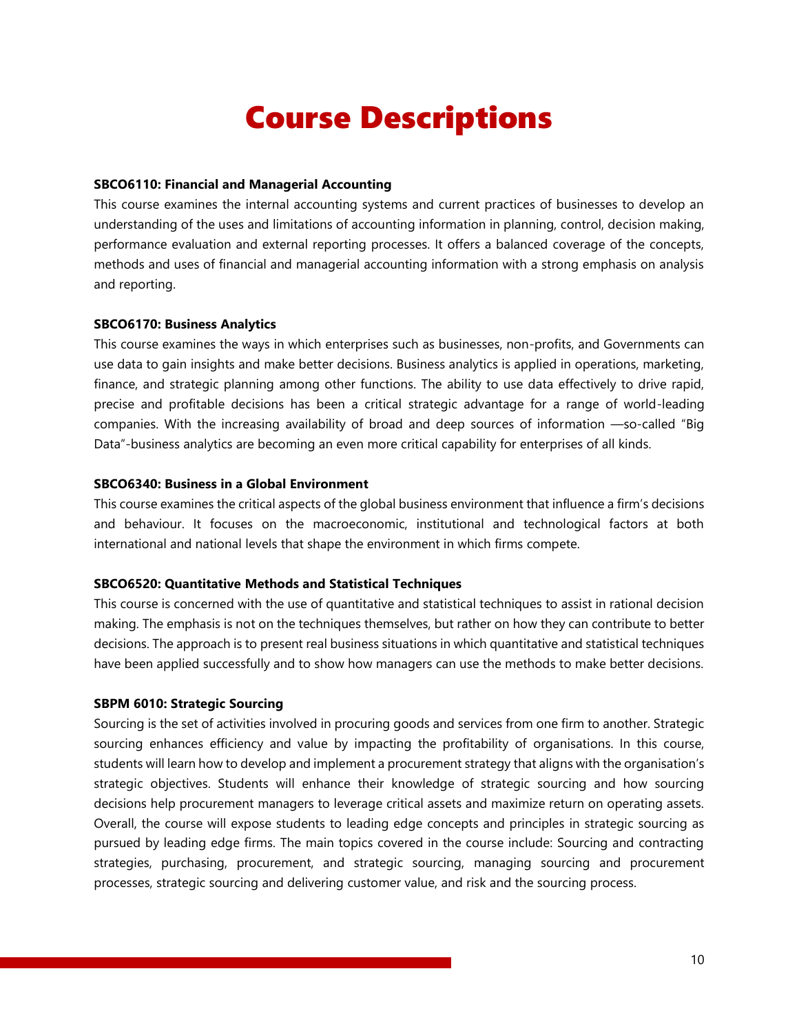# Course Descriptions

**SBCO6110: Financial and Managerial Accounting**

This course examines the internal accounting systems and current practices of businesses to develop an understanding of the uses and limitations of accounting information in planning, control, decision making, performance evaluation and external reporting processes. It offers a balanced coverage of the concepts, methods and uses of financial and managerial accounting information with a strong emphasis on analysis and reporting.

**SBCO6170: Business Analytics**

This course examines the ways in which enterprises such as businesses, non-profits, and Governments can use data to gain insights and make better decisions. Business analytics is applied in operations, marketing, finance, and strategic planning among other functions. The ability to use data effectively to drive rapid, precise and profitable decisions has been a critical strategic advantage for a range of world-leading companies. With the increasing availability of broad and deep sources of information —so-called "Big Data"-business analytics are becoming an even more critical capability for enterprises of all kinds.

**SBCO6340: Business in a Global Environment**

This course examines the critical aspects of the global business environment that influence a firm's decisions and behaviour. It focuses on the macroeconomic, institutional and technological factors at both international and national levels that shape the environment in which firms compete.

**SBCO6520: Quantitative Methods and Statistical Techniques**

This course is concerned with the use of quantitative and statistical techniques to assist in rational decision making. The emphasis is not on the techniques themselves, but rather on how they can contribute to better decisions. The approach is to present real business situations in which quantitative and statistical techniques have been applied successfully and to show how managers can use the methods to make better decisions.

**SBPM 6010: Strategic Sourcing**

Sourcing is the set of activities involved in procuring goods and services from one firm to another. Strategic sourcing enhances efficiency and value by impacting the profitability of organisations. In this course, students will learn how to develop and implement a procurement strategy that aligns with the organisation's strategic objectives. Students will enhance their knowledge of strategic sourcing and how sourcing decisions help procurement managers to leverage critical assets and maximize return on operating assets. Overall, the course will expose students to leading edge concepts and principles in strategic sourcing as pursued by leading edge firms. The main topics covered in the course include: Sourcing and contracting strategies, purchasing, procurement, and strategic sourcing, managing sourcing and procurement processes, strategic sourcing and delivering customer value, and risk and the sourcing process.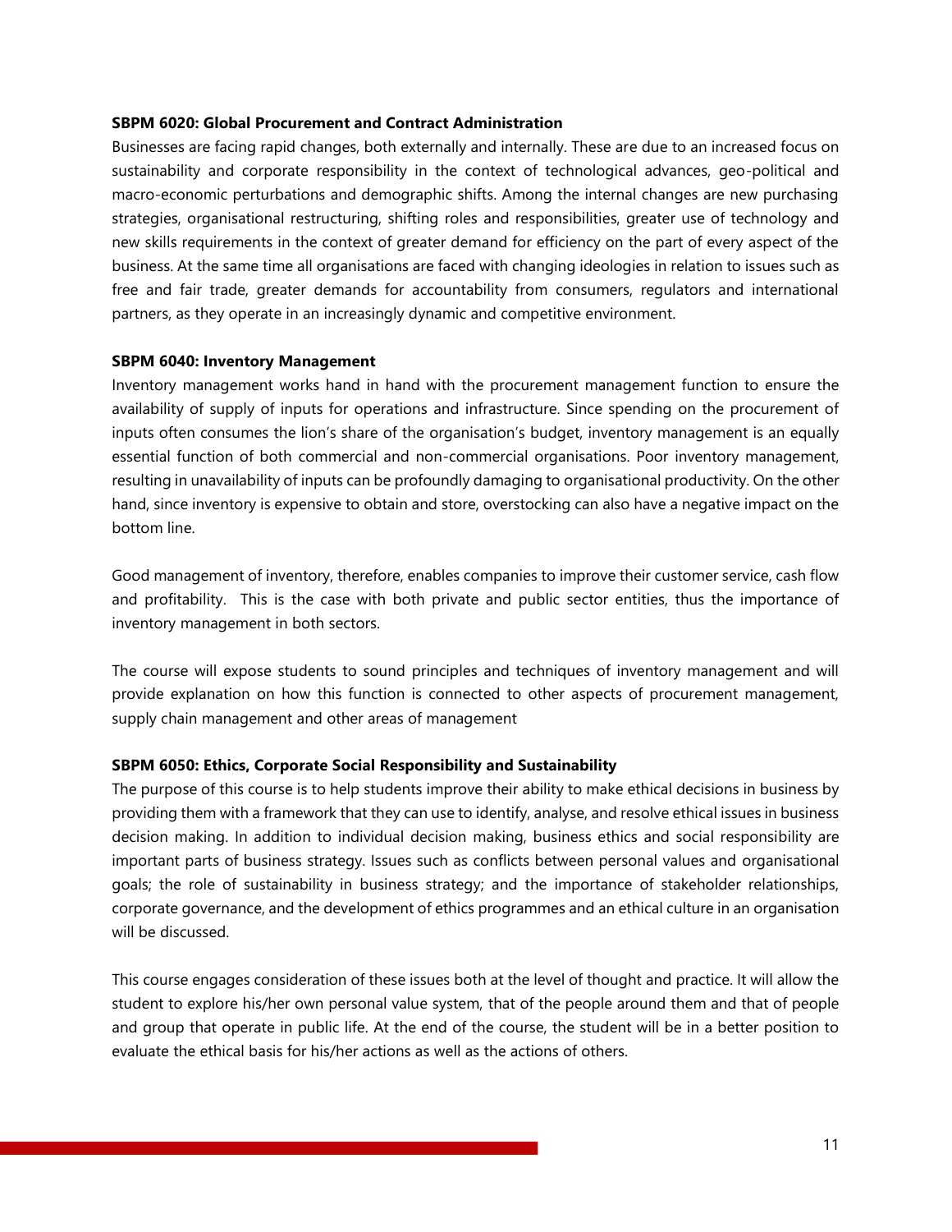**SBPM 6020: Global Procurement and Contract Administration**

Businesses are facing rapid changes, both externally and internally. These are due to an increased focus on sustainability and corporate responsibility in the context of technological advances, geo-political and macro-economic perturbations and demographic shifts. Among the internal changes are new purchasing strategies, organisational restructuring, shifting roles and responsibilities, greater use of technology and new skills requirements in the context of greater demand for efficiency on the part of every aspect of the business. At the same time all organisations are faced with changing ideologies in relation to issues such as free and fair trade, greater demands for accountability from consumers, regulators and international partners, as they operate in an increasingly dynamic and competitive environment.

**SBPM 6040: Inventory Management**

Inventory management works hand in hand with the procurement management function to ensure the availability of supply of inputs for operations and infrastructure. Since spending on the procurement of inputs often consumes the lion's share of the organisation's budget, inventory management is an equally essential function of both commercial and non-commercial organisations. Poor inventory management, resulting in unavailability of inputs can be profoundly damaging to organisational productivity. On the other hand, since inventory is expensive to obtain and store, overstocking can also have a negative impact on the bottom line.

Good management of inventory, therefore, enables companies to improve their customer service, cash flow and profitability. This is the case with both private and public sector entities, thus the importance of inventory management in both sectors.

The course will expose students to sound principles and techniques of inventory management and will provide explanation on how this function is connected to other aspects of procurement management, supply chain management and other areas of management

**SBPM 6050: Ethics, Corporate Social Responsibility and Sustainability**

The purpose of this course is to help students improve their ability to make ethical decisions in business by providing them with a framework that they can use to identify, analyse, and resolve ethical issues in business decision making. In addition to individual decision making, business ethics and social responsibility are important parts of business strategy. Issues such as conflicts between personal values and organisational goals; the role of sustainability in business strategy; and the importance of stakeholder relationships, corporate governance, and the development of ethics programmes and an ethical culture in an organisation will be discussed.

This course engages consideration of these issues both at the level of thought and practice. It will allow the student to explore his/her own personal value system, that of the people around them and that of people and group that operate in public life. At the end of the course, the student will be in a better position to evaluate the ethical basis for his/her actions as well as the actions of others.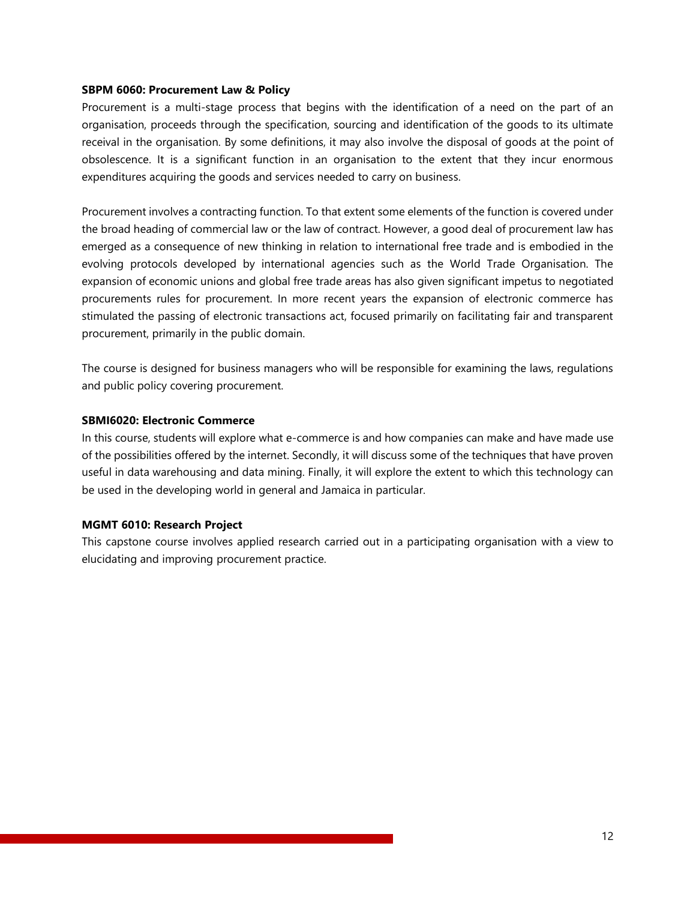**SBPM 6060: Procurement Law & Policy**

Procurement is a multi-stage process that begins with the identification of a need on the part of an organisation, proceeds through the specification, sourcing and identification of the goods to its ultimate receival in the organisation. By some definitions, it may also involve the disposal of goods at the point of obsolescence. It is a significant function in an organisation to the extent that they incur enormous expenditures acquiring the goods and services needed to carry on business.

Procurement involves a contracting function. To that extent some elements of the function is covered under the broad heading of commercial law or the law of contract. However, a good deal of procurement law has emerged as a consequence of new thinking in relation to international free trade and is embodied in the evolving protocols developed by international agencies such as the World Trade Organisation. The expansion of economic unions and global free trade areas has also given significant impetus to negotiated procurements rules for procurement. In more recent years the expansion of electronic commerce has stimulated the passing of electronic transactions act, focused primarily on facilitating fair and transparent procurement, primarily in the public domain.

The course is designed for business managers who will be responsible for examining the laws, regulations and public policy covering procurement.

**SBMI6020: Electronic Commerce**

In this course, students will explore what e-commerce is and how companies can make and have made use of the possibilities offered by the internet. Secondly, it will discuss some of the techniques that have proven useful in data warehousing and data mining. Finally, it will explore the extent to which this technology can be used in the developing world in general and Jamaica in particular.

**MGMT 6010: Research Project**

This capstone course involves applied research carried out in a participating organisation with a view to elucidating and improving procurement practice.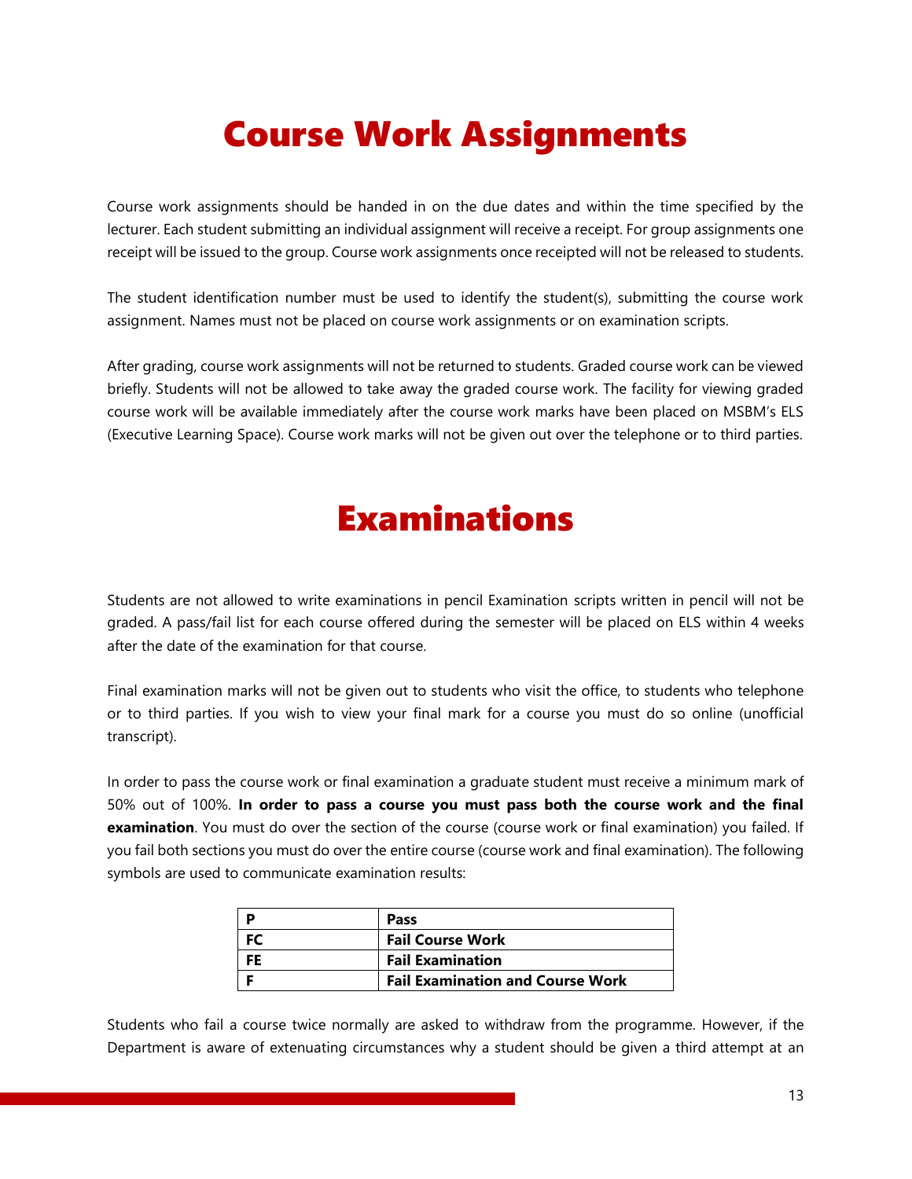# Course Work Assignments

Course work assignments should be handed in on the due dates and within the time specified by the lecturer. Each student submitting an individual assignment will receive a receipt. For group assignments one receipt will be issued to the group. Course work assignments once receipted will not be released to students.

The student identification number must be used to identify the student(s), submitting the course work assignment. Names must not be placed on course work assignments or on examination scripts.

After grading, course work assignments will not be returned to students. Graded course work can be viewed briefly. Students will not be allowed to take away the graded course work. The facility for viewing graded course work will be available immediately after the course work marks have been placed on MSBM's ELS (Executive Learning Space). Course work marks will not be given out over the telephone or to third parties.

# Examinations

Students are not allowed to write examinations in pencil Examination scripts written in pencil will not be graded. A pass/fail list for each course offered during the semester will be placed on ELS within 4 weeks after the date of the examination for that course.

Final examination marks will not be given out to students who visit the office, to students who telephone or to third parties. If you wish to view your final mark for a course you must do so online (unofficial transcript).

In order to pass the course work or final examination a graduate student must receive a minimum mark of 50% out of 100%. **In order to pass a course you must pass both the course work and the final examination**. You must do over the section of the course (course work or final examination) you failed. If you fail both sections you must do over the entire course (course work and final examination). The following symbols are used to communicate examination results:

| **P** | **Pass** |
|---|---|
| **FC** | **Fail Course Work** |
| **FE** | **Fail Examination** |
| **F** | **Fail Examination and Course Work** |

Students who fail a course twice normally are asked to withdraw from the programme. However, if the Department is aware of extenuating circumstances why a student should be given a third attempt at an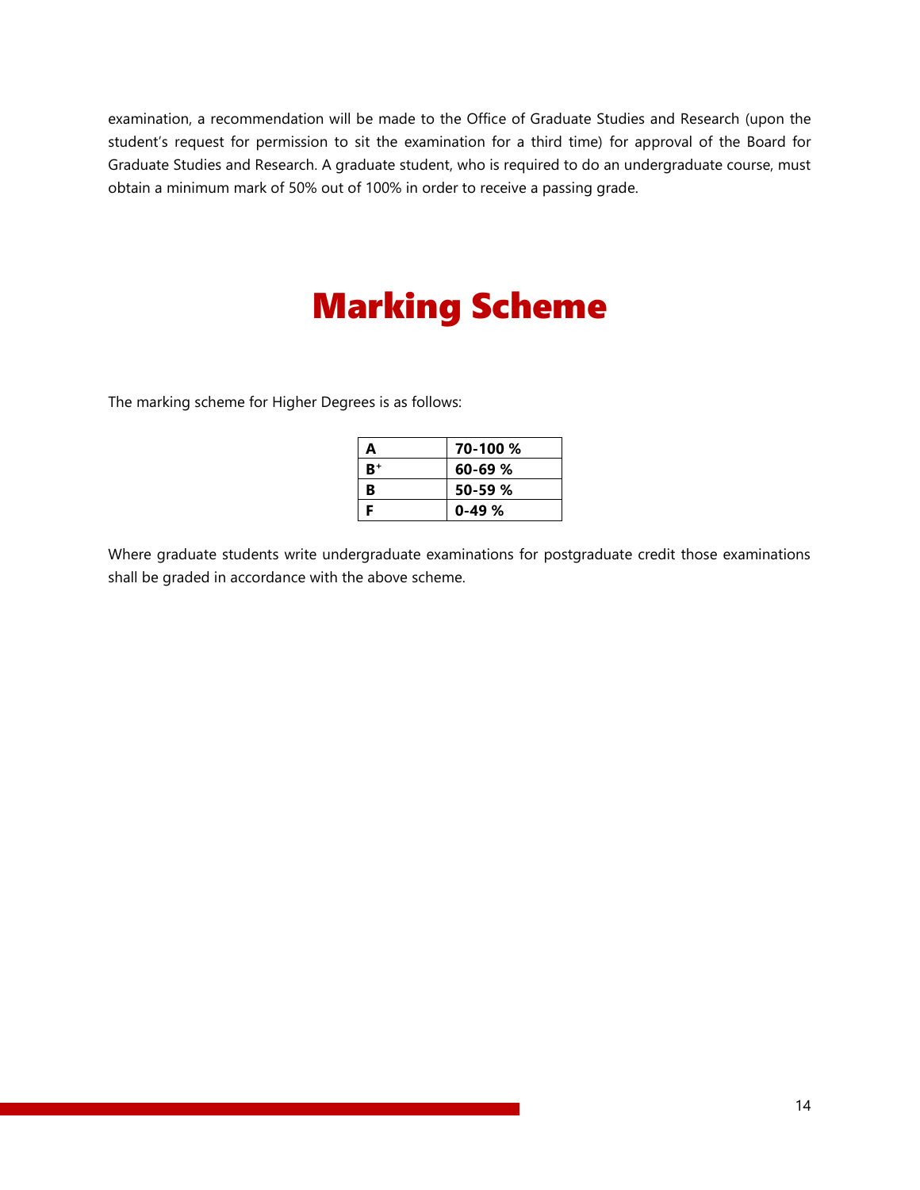examination, a recommendation will be made to the Office of Graduate Studies and Research (upon the student's request for permission to sit the examination for a third time) for approval of the Board for Graduate Studies and Research. A graduate student, who is required to do an undergraduate course, must obtain a minimum mark of 50% out of 100% in order to receive a passing grade.

# Marking Scheme

The marking scheme for Higher Degrees is as follows:

| Grade | Range |
|---|---|
| **A** | **70-100 %** |
| **$B^+$** | **60-69 %** |
| **B** | **50-59 %** |
| **F** | **0-49 %** |

Where graduate students write undergraduate examinations for postgraduate credit those examinations shall be graded in accordance with the above scheme.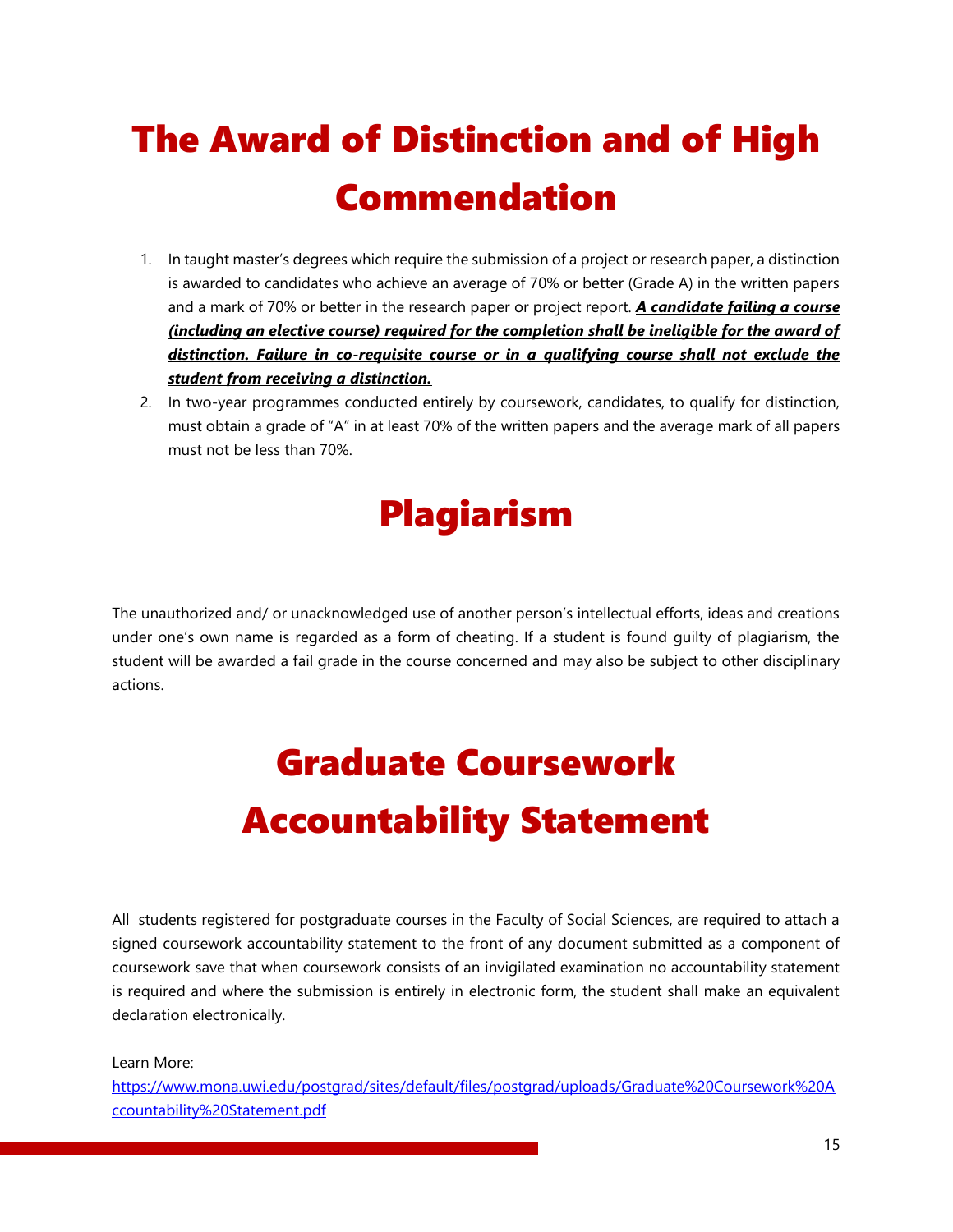# The Award of Distinction and of High Commendation

1. In taught master's degrees which require the submission of a project or research paper, a distinction is awarded to candidates who achieve an average of 70% or better (Grade A) in the written papers and a mark of 70% or better in the research paper or project report. ***A candidate failing a course (including an elective course) required for the completion shall be ineligible for the award of distinction. Failure in co-requisite course or in a qualifying course shall not exclude the student from receiving a distinction.***
2. In two-year programmes conducted entirely by coursework, candidates, to qualify for distinction, must obtain a grade of "A" in at least 70% of the written papers and the average mark of all papers must not be less than 70%.

# Plagiarism

The unauthorized and/ or unacknowledged use of another person's intellectual efforts, ideas and creations under one's own name is regarded as a form of cheating. If a student is found guilty of plagiarism, the student will be awarded a fail grade in the course concerned and may also be subject to other disciplinary actions.

# Graduate Coursework Accountability Statement

All students registered for postgraduate courses in the Faculty of Social Sciences, are required to attach a signed coursework accountability statement to the front of any document submitted as a component of coursework save that when coursework consists of an invigilated examination no accountability statement is required and where the submission is entirely in electronic form, the student shall make an equivalent declaration electronically.

Learn More:
[https://www.mona.uwi.edu/postgrad/sites/default/files/postgrad/uploads/Graduate%20Coursework%20Accountability%20Statement.pdf](https://www.mona.uwi.edu/postgrad/sites/default/files/postgrad/uploads/Graduate%20Coursework%20Accountability%20Statement.pdf)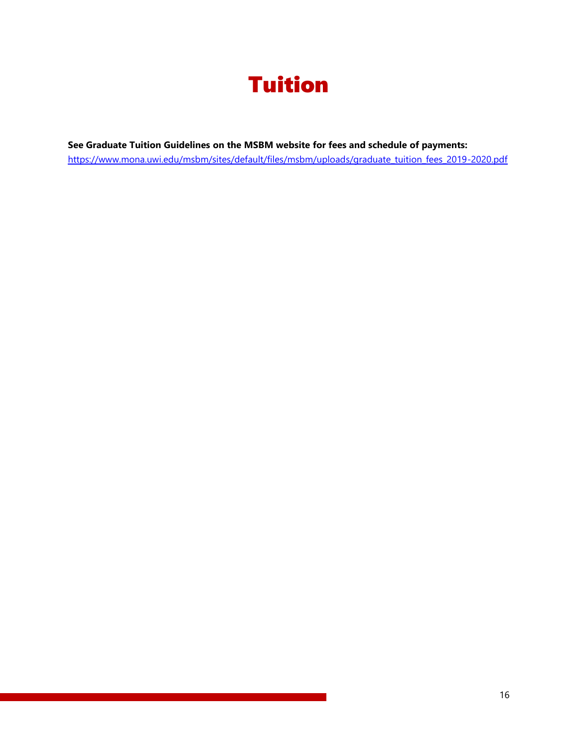# Tuition

**See Graduate Tuition Guidelines on the MSBM website for fees and schedule of payments:**
https://www.mona.uwi.edu/msbm/sites/default/files/msbm/uploads/graduate_tuition_fees_2019-2020.pdf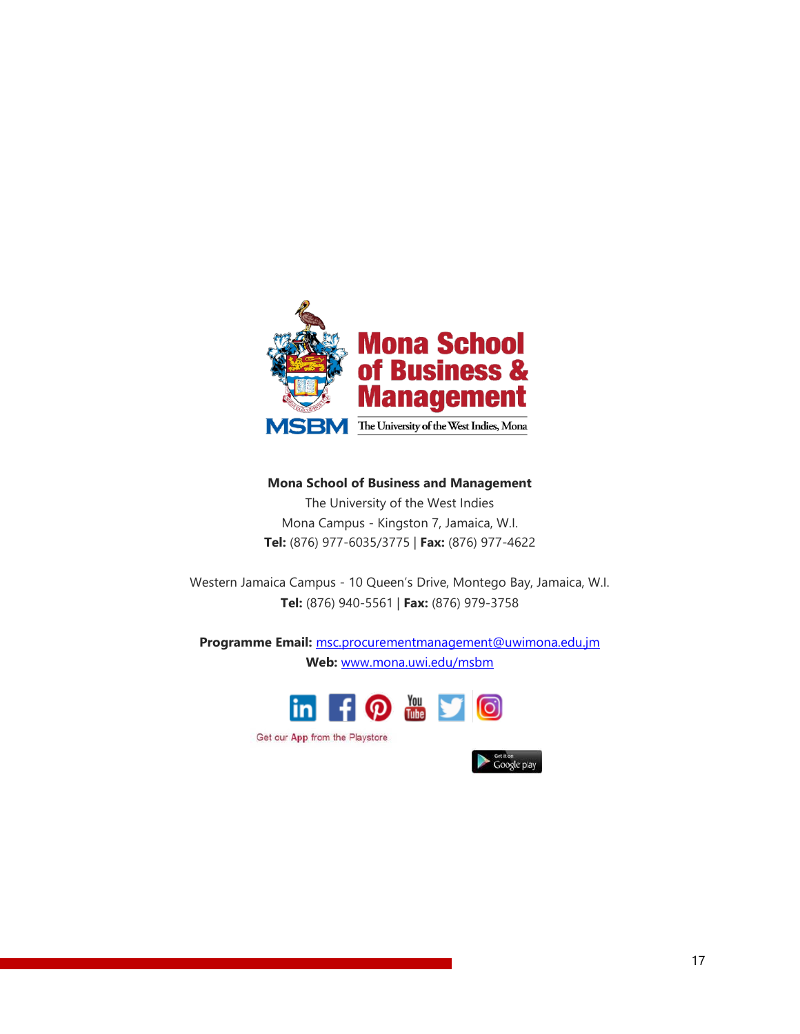**Mona School of Business and Management**
The University of the West Indies
Mona Campus - Kingston 7, Jamaica, W.I.
**Tel:** (876) 977-6035/3775 | **Fax:** (876) 977-4622

Western Jamaica Campus - 10 Queen's Drive, Montego Bay, Jamaica, W.I.
**Tel:** (876) 940-5561 | **Fax:** (876) 979-3758

**Programme Email:** msc.procurementmanagement@uwimona.edu.jm
**Web:** www.mona.uwi.edu/msbm

Get our App from the Playstore